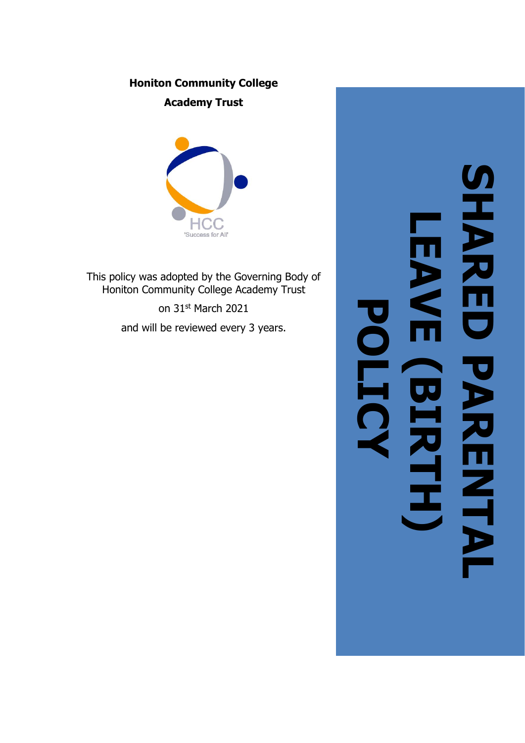**Honiton Community College**

**Academy Trust**

HCC

'Success for All'

This policy was adopted by the Governing Body of Honiton Community College Academy Trust

on 31st March 2021

and will be reviewed every 3 years.

# SHARED PARENTAL LEAVE (BIRTH) POLICY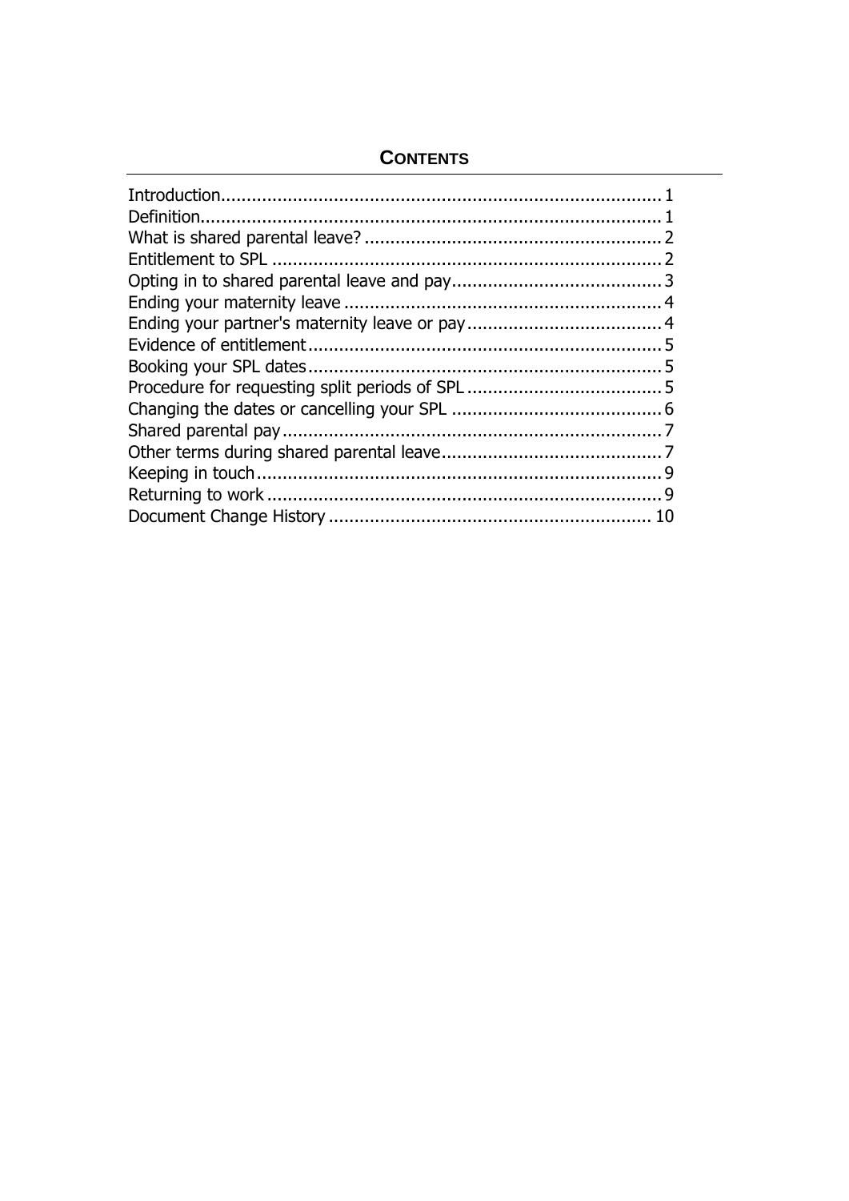## CONTENTS

| | |
|---|---|
| Introduction | 1 |
| Definition | 1 |
| What is shared parental leave? | 2 |
| Entitlement to SPL | 2 |
| Opting in to shared parental leave and pay | 3 |
| Ending your maternity leave | 4 |
| Ending your partner's maternity leave or pay | 4 |
| Evidence of entitlement | 5 |
| Booking your SPL dates | 5 |
| Procedure for requesting split periods of SPL | 5 |
| Changing the dates or cancelling your SPL | 6 |
| Shared parental pay | 7 |
| Other terms during shared parental leave | 7 |
| Keeping in touch | 9 |
| Returning to work | 9 |
| Document Change History | 10 |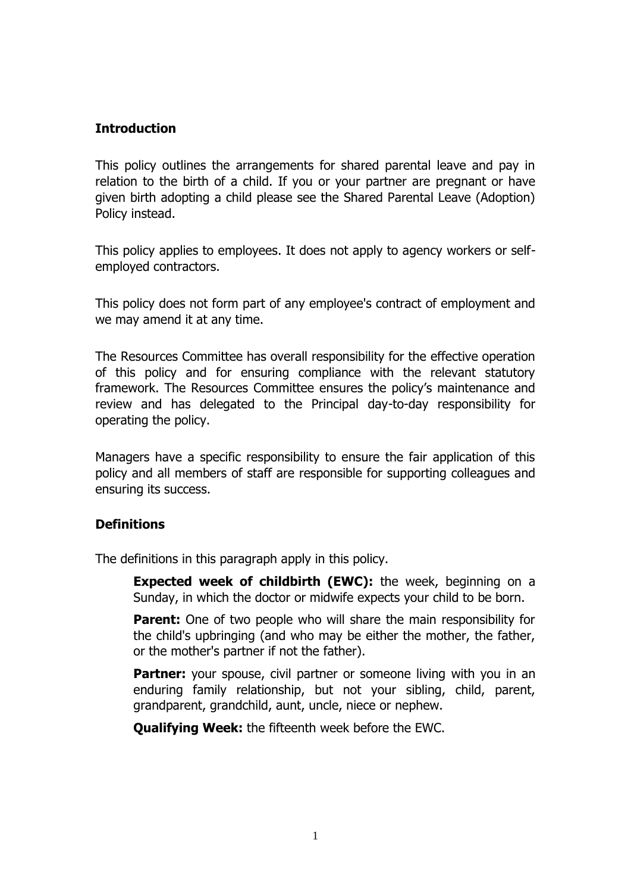## Introduction

This policy outlines the arrangements for shared parental leave and pay in relation to the birth of a child. If you or your partner are pregnant or have given birth adopting a child please see the Shared Parental Leave (Adoption) Policy instead.

This policy applies to employees. It does not apply to agency workers or self-employed contractors.

This policy does not form part of any employee's contract of employment and we may amend it at any time.

The Resources Committee has overall responsibility for the effective operation of this policy and for ensuring compliance with the relevant statutory framework. The Resources Committee ensures the policy's maintenance and review and has delegated to the Principal day-to-day responsibility for operating the policy.

Managers have a specific responsibility to ensure the fair application of this policy and all members of staff are responsible for supporting colleagues and ensuring its success.

## Definitions

The definitions in this paragraph apply in this policy.

**Expected week of childbirth (EWC):** the week, beginning on a Sunday, in which the doctor or midwife expects your child to be born.

**Parent:** One of two people who will share the main responsibility for the child's upbringing (and who may be either the mother, the father, or the mother's partner if not the father).

**Partner:** your spouse, civil partner or someone living with you in an enduring family relationship, but not your sibling, child, parent, grandparent, grandchild, aunt, uncle, niece or nephew.

**Qualifying Week:** the fifteenth week before the EWC.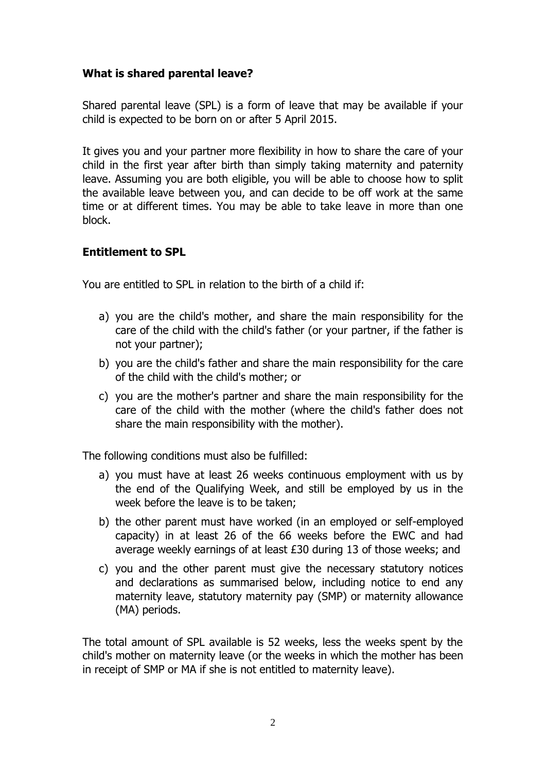## What is shared parental leave?

Shared parental leave (SPL) is a form of leave that may be available if your child is expected to be born on or after 5 April 2015.

It gives you and your partner more flexibility in how to share the care of your child in the first year after birth than simply taking maternity and paternity leave. Assuming you are both eligible, you will be able to choose how to split the available leave between you, and can decide to be off work at the same time or at different times. You may be able to take leave in more than one block.

## Entitlement to SPL

You are entitled to SPL in relation to the birth of a child if:

a) you are the child's mother, and share the main responsibility for the care of the child with the child's father (or your partner, if the father is not your partner);

b) you are the child's father and share the main responsibility for the care of the child with the child's mother; or

c) you are the mother's partner and share the main responsibility for the care of the child with the mother (where the child's father does not share the main responsibility with the mother).

The following conditions must also be fulfilled:

a) you must have at least 26 weeks continuous employment with us by the end of the Qualifying Week, and still be employed by us in the week before the leave is to be taken;

b) the other parent must have worked (in an employed or self-employed capacity) in at least 26 of the 66 weeks before the EWC and had average weekly earnings of at least £30 during 13 of those weeks; and

c) you and the other parent must give the necessary statutory notices and declarations as summarised below, including notice to end any maternity leave, statutory maternity pay (SMP) or maternity allowance (MA) periods.

The total amount of SPL available is 52 weeks, less the weeks spent by the child's mother on maternity leave (or the weeks in which the mother has been in receipt of SMP or MA if she is not entitled to maternity leave).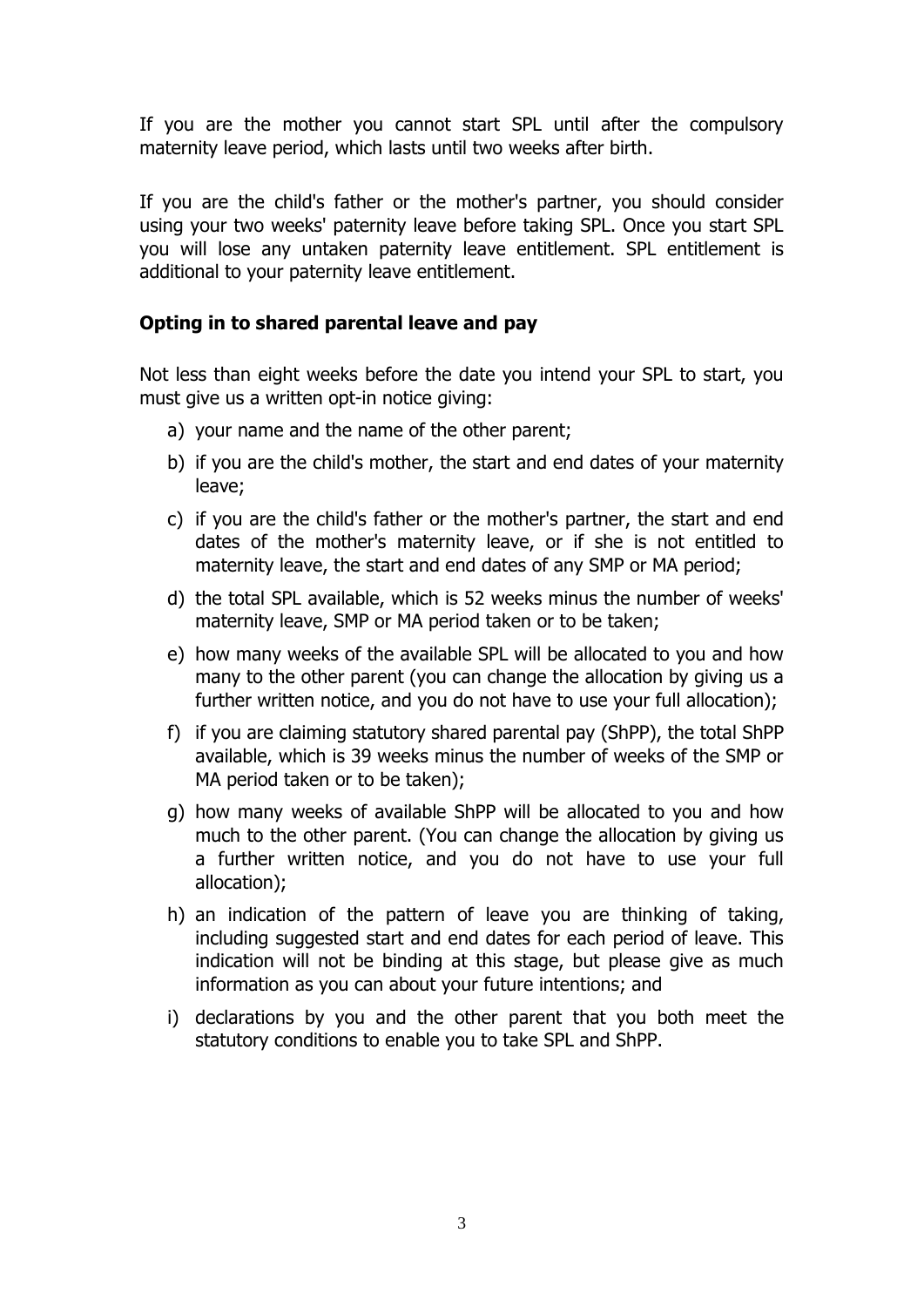If you are the mother you cannot start SPL until after the compulsory maternity leave period, which lasts until two weeks after birth.

If you are the child's father or the mother's partner, you should consider using your two weeks' paternity leave before taking SPL. Once you start SPL you will lose any untaken paternity leave entitlement. SPL entitlement is additional to your paternity leave entitlement.

**Opting in to shared parental leave and pay**

Not less than eight weeks before the date you intend your SPL to start, you must give us a written opt-in notice giving:

a) your name and the name of the other parent;

b) if you are the child's mother, the start and end dates of your maternity leave;

c) if you are the child's father or the mother's partner, the start and end dates of the mother's maternity leave, or if she is not entitled to maternity leave, the start and end dates of any SMP or MA period;

d) the total SPL available, which is 52 weeks minus the number of weeks' maternity leave, SMP or MA period taken or to be taken;

e) how many weeks of the available SPL will be allocated to you and how many to the other parent (you can change the allocation by giving us a further written notice, and you do not have to use your full allocation);

f) if you are claiming statutory shared parental pay (ShPP), the total ShPP available, which is 39 weeks minus the number of weeks of the SMP or MA period taken or to be taken);

g) how many weeks of available ShPP will be allocated to you and how much to the other parent. (You can change the allocation by giving us a further written notice, and you do not have to use your full allocation);

h) an indication of the pattern of leave you are thinking of taking, including suggested start and end dates for each period of leave. This indication will not be binding at this stage, but please give as much information as you can about your future intentions; and

i) declarations by you and the other parent that you both meet the statutory conditions to enable you to take SPL and ShPP.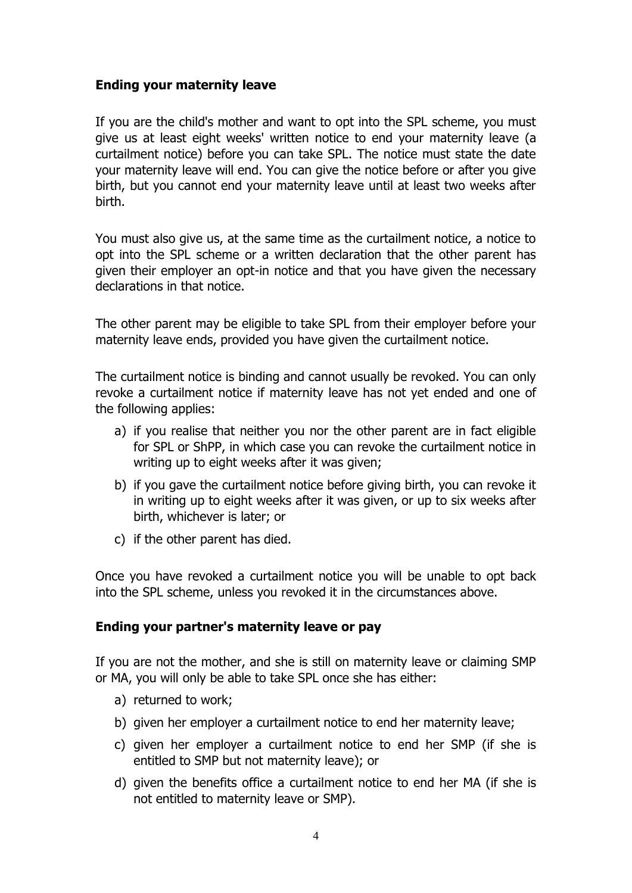### Ending your maternity leave

If you are the child's mother and want to opt into the SPL scheme, you must give us at least eight weeks' written notice to end your maternity leave (a curtailment notice) before you can take SPL. The notice must state the date your maternity leave will end. You can give the notice before or after you give birth, but you cannot end your maternity leave until at least two weeks after birth.

You must also give us, at the same time as the curtailment notice, a notice to opt into the SPL scheme or a written declaration that the other parent has given their employer an opt-in notice and that you have given the necessary declarations in that notice.

The other parent may be eligible to take SPL from their employer before your maternity leave ends, provided you have given the curtailment notice.

The curtailment notice is binding and cannot usually be revoked. You can only revoke a curtailment notice if maternity leave has not yet ended and one of the following applies:

a) if you realise that neither you nor the other parent are in fact eligible for SPL or ShPP, in which case you can revoke the curtailment notice in writing up to eight weeks after it was given;
b) if you gave the curtailment notice before giving birth, you can revoke it in writing up to eight weeks after it was given, or up to six weeks after birth, whichever is later; or
c) if the other parent has died.

Once you have revoked a curtailment notice you will be unable to opt back into the SPL scheme, unless you revoked it in the circumstances above.

### Ending your partner's maternity leave or pay

If you are not the mother, and she is still on maternity leave or claiming SMP or MA, you will only be able to take SPL once she has either:

a) returned to work;
b) given her employer a curtailment notice to end her maternity leave;
c) given her employer a curtailment notice to end her SMP (if she is entitled to SMP but not maternity leave); or
d) given the benefits office a curtailment notice to end her MA (if she is not entitled to maternity leave or SMP).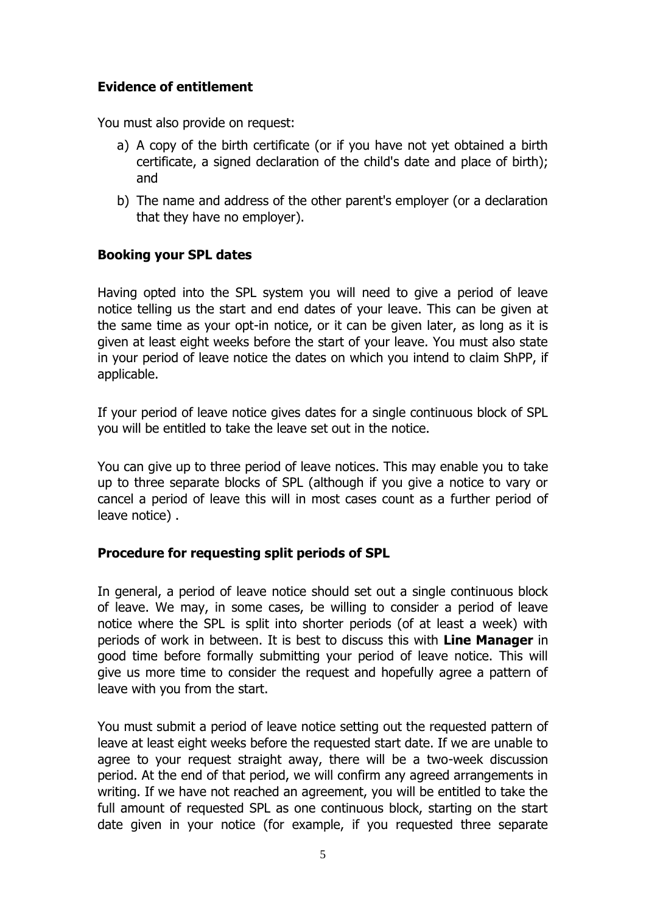**Evidence of entitlement**

You must also provide on request:

a) A copy of the birth certificate (or if you have not yet obtained a birth certificate, a signed declaration of the child's date and place of birth); and

b) The name and address of the other parent's employer (or a declaration that they have no employer).

**Booking your SPL dates**

Having opted into the SPL system you will need to give a period of leave notice telling us the start and end dates of your leave. This can be given at the same time as your opt-in notice, or it can be given later, as long as it is given at least eight weeks before the start of your leave. You must also state in your period of leave notice the dates on which you intend to claim ShPP, if applicable.

If your period of leave notice gives dates for a single continuous block of SPL you will be entitled to take the leave set out in the notice.

You can give up to three period of leave notices. This may enable you to take up to three separate blocks of SPL (although if you give a notice to vary or cancel a period of leave this will in most cases count as a further period of leave notice) .

**Procedure for requesting split periods of SPL**

In general, a period of leave notice should set out a single continuous block of leave. We may, in some cases, be willing to consider a period of leave notice where the SPL is split into shorter periods (of at least a week) with periods of work in between. It is best to discuss this with **Line Manager** in good time before formally submitting your period of leave notice. This will give us more time to consider the request and hopefully agree a pattern of leave with you from the start.

You must submit a period of leave notice setting out the requested pattern of leave at least eight weeks before the requested start date. If we are unable to agree to your request straight away, there will be a two-week discussion period. At the end of that period, we will confirm any agreed arrangements in writing. If we have not reached an agreement, you will be entitled to take the full amount of requested SPL as one continuous block, starting on the start date given in your notice (for example, if you requested three separate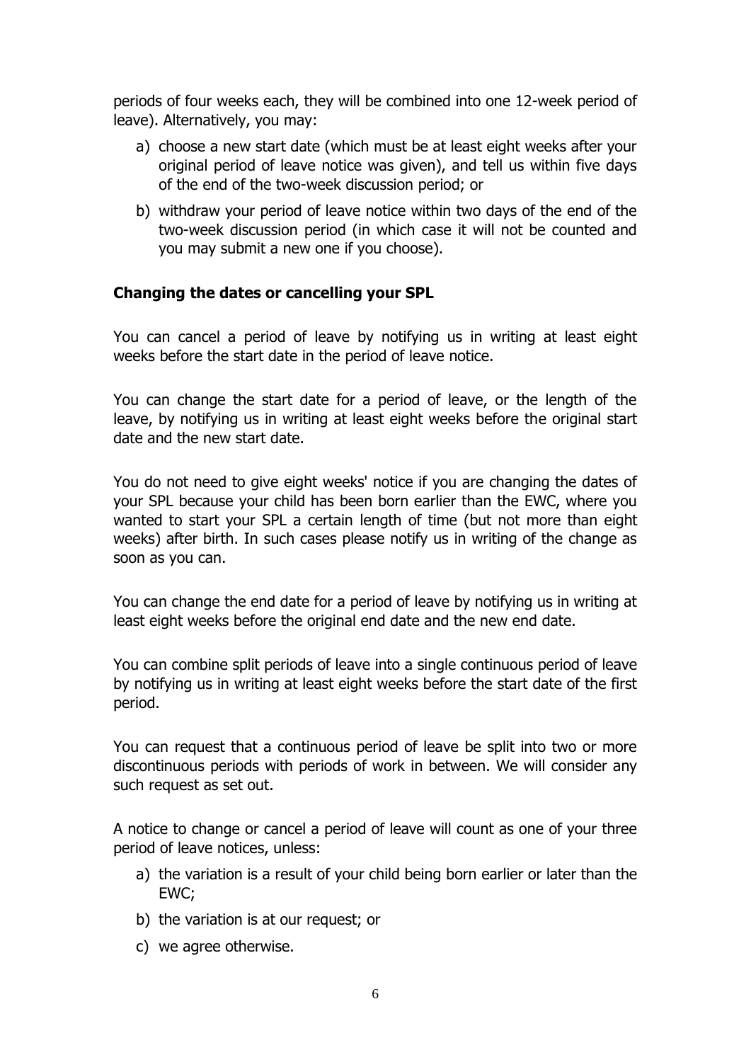periods of four weeks each, they will be combined into one 12-week period of leave). Alternatively, you may:

a) choose a new start date (which must be at least eight weeks after your original period of leave notice was given), and tell us within five days of the end of the two-week discussion period; or

b) withdraw your period of leave notice within two days of the end of the two-week discussion period (in which case it will not be counted and you may submit a new one if you choose).

**Changing the dates or cancelling your SPL**

You can cancel a period of leave by notifying us in writing at least eight weeks before the start date in the period of leave notice.

You can change the start date for a period of leave, or the length of the leave, by notifying us in writing at least eight weeks before the original start date and the new start date.

You do not need to give eight weeks' notice if you are changing the dates of your SPL because your child has been born earlier than the EWC, where you wanted to start your SPL a certain length of time (but not more than eight weeks) after birth. In such cases please notify us in writing of the change as soon as you can.

You can change the end date for a period of leave by notifying us in writing at least eight weeks before the original end date and the new end date.

You can combine split periods of leave into a single continuous period of leave by notifying us in writing at least eight weeks before the start date of the first period.

You can request that a continuous period of leave be split into two or more discontinuous periods with periods of work in between. We will consider any such request as set out.

A notice to change or cancel a period of leave will count as one of your three period of leave notices, unless:

a) the variation is a result of your child being born earlier or later than the EWC;

b) the variation is at our request; or

c) we agree otherwise.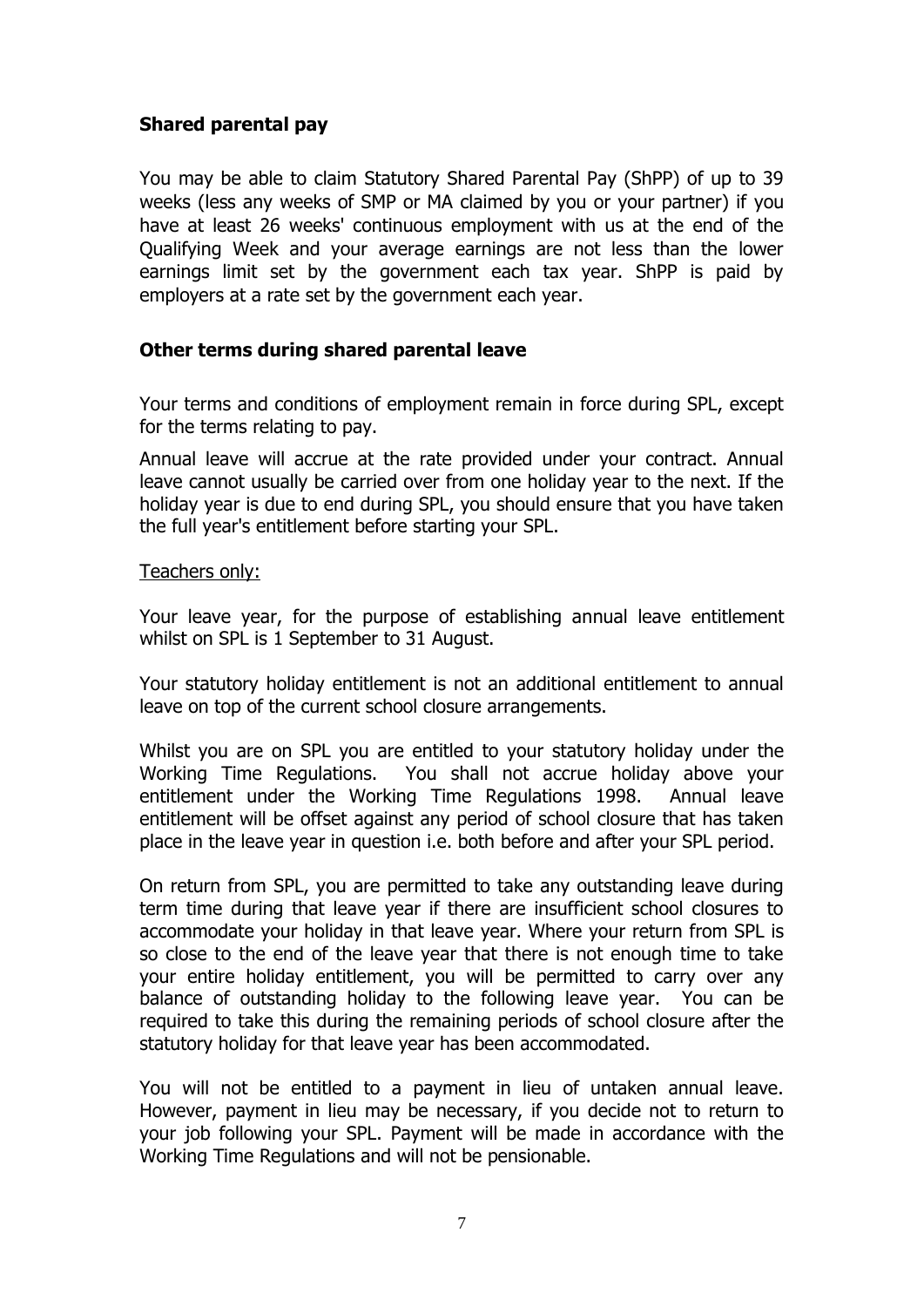### Shared parental pay

You may be able to claim Statutory Shared Parental Pay (ShPP) of up to 39 weeks (less any weeks of SMP or MA claimed by you or your partner) if you have at least 26 weeks' continuous employment with us at the end of the Qualifying Week and your average earnings are not less than the lower earnings limit set by the government each tax year. ShPP is paid by employers at a rate set by the government each year.

### Other terms during shared parental leave

Your terms and conditions of employment remain in force during SPL, except for the terms relating to pay.

Annual leave will accrue at the rate provided under your contract. Annual leave cannot usually be carried over from one holiday year to the next. If the holiday year is due to end during SPL, you should ensure that you have taken the full year's entitlement before starting your SPL.

<u>Teachers only:</u>

Your leave year, for the purpose of establishing annual leave entitlement whilst on SPL is 1 September to 31 August.

Your statutory holiday entitlement is not an additional entitlement to annual leave on top of the current school closure arrangements.

Whilst you are on SPL you are entitled to your statutory holiday under the Working Time Regulations. You shall not accrue holiday above your entitlement under the Working Time Regulations 1998. Annual leave entitlement will be offset against any period of school closure that has taken place in the leave year in question i.e. both before and after your SPL period.

On return from SPL, you are permitted to take any outstanding leave during term time during that leave year if there are insufficient school closures to accommodate your holiday in that leave year. Where your return from SPL is so close to the end of the leave year that there is not enough time to take your entire holiday entitlement, you will be permitted to carry over any balance of outstanding holiday to the following leave year. You can be required to take this during the remaining periods of school closure after the statutory holiday for that leave year has been accommodated.

You will not be entitled to a payment in lieu of untaken annual leave. However, payment in lieu may be necessary, if you decide not to return to your job following your SPL. Payment will be made in accordance with the Working Time Regulations and will not be pensionable.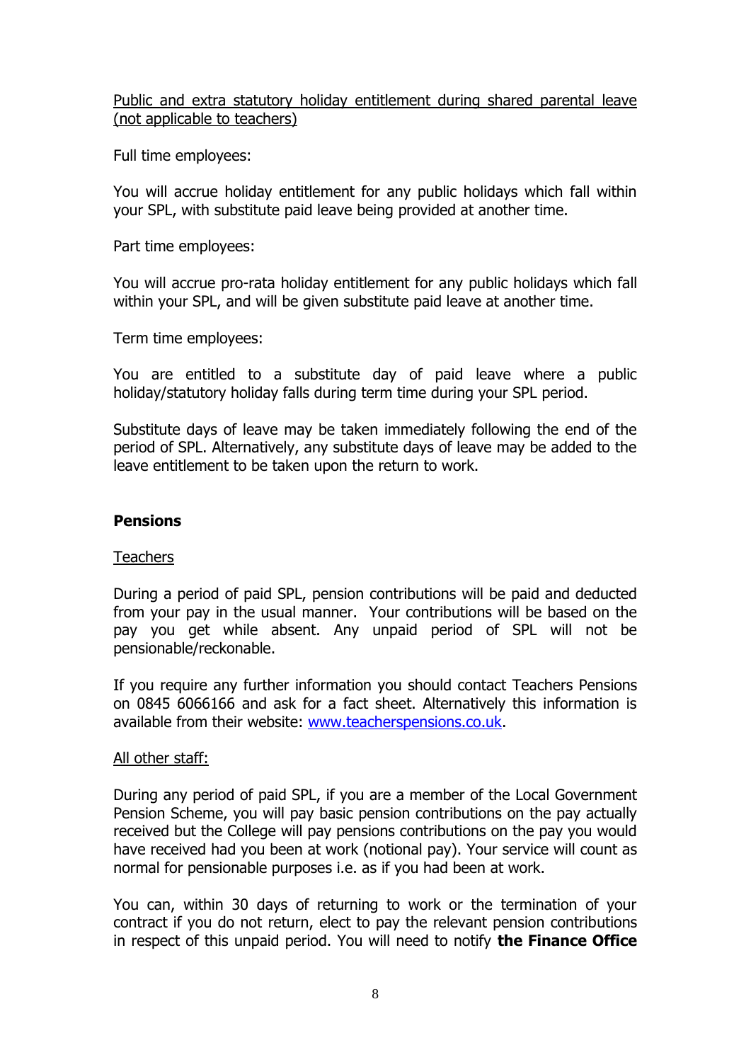Public and extra statutory holiday entitlement during shared parental leave (not applicable to teachers)

Full time employees:

You will accrue holiday entitlement for any public holidays which fall within your SPL, with substitute paid leave being provided at another time.

Part time employees:

You will accrue pro-rata holiday entitlement for any public holidays which fall within your SPL, and will be given substitute paid leave at another time.

Term time employees:

You are entitled to a substitute day of paid leave where a public holiday/statutory holiday falls during term time during your SPL period.

Substitute days of leave may be taken immediately following the end of the period of SPL. Alternatively, any substitute days of leave may be added to the leave entitlement to be taken upon the return to work.

**Pensions**

Teachers

During a period of paid SPL, pension contributions will be paid and deducted from your pay in the usual manner. Your contributions will be based on the pay you get while absent. Any unpaid period of SPL will not be pensionable/reckonable.

If you require any further information you should contact Teachers Pensions on 0845 6066166 and ask for a fact sheet. Alternatively this information is available from their website: www.teacherspensions.co.uk.

All other staff:

During any period of paid SPL, if you are a member of the Local Government Pension Scheme, you will pay basic pension contributions on the pay actually received but the College will pay pensions contributions on the pay you would have received had you been at work (notional pay). Your service will count as normal for pensionable purposes i.e. as if you had been at work.

You can, within 30 days of returning to work or the termination of your contract if you do not return, elect to pay the relevant pension contributions in respect of this unpaid period. You will need to notify **the Finance Office**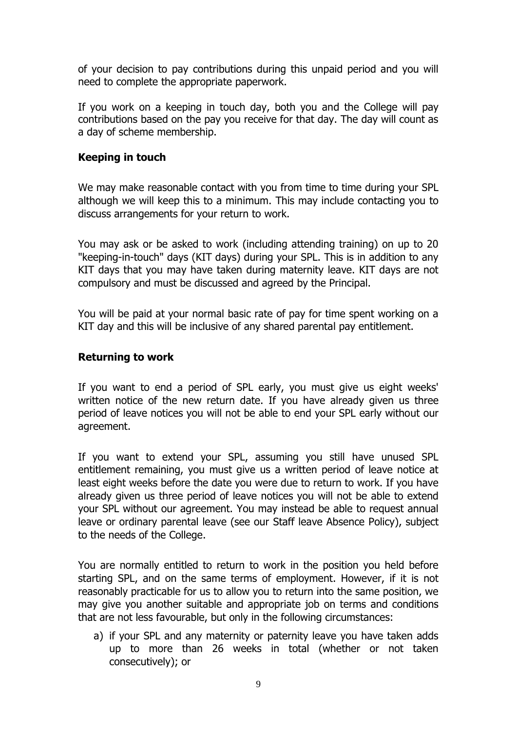of your decision to pay contributions during this unpaid period and you will need to complete the appropriate paperwork.

If you work on a keeping in touch day, both you and the College will pay contributions based on the pay you receive for that day. The day will count as a day of scheme membership.

**Keeping in touch**

We may make reasonable contact with you from time to time during your SPL although we will keep this to a minimum. This may include contacting you to discuss arrangements for your return to work.

You may ask or be asked to work (including attending training) on up to 20 "keeping-in-touch" days (KIT days) during your SPL. This is in addition to any KIT days that you may have taken during maternity leave. KIT days are not compulsory and must be discussed and agreed by the Principal.

You will be paid at your normal basic rate of pay for time spent working on a KIT day and this will be inclusive of any shared parental pay entitlement.

**Returning to work**

If you want to end a period of SPL early, you must give us eight weeks' written notice of the new return date. If you have already given us three period of leave notices you will not be able to end your SPL early without our agreement.

If you want to extend your SPL, assuming you still have unused SPL entitlement remaining, you must give us a written period of leave notice at least eight weeks before the date you were due to return to work. If you have already given us three period of leave notices you will not be able to extend your SPL without our agreement. You may instead be able to request annual leave or ordinary parental leave (see our Staff leave Absence Policy), subject to the needs of the College.

You are normally entitled to return to work in the position you held before starting SPL, and on the same terms of employment. However, if it is not reasonably practicable for us to allow you to return into the same position, we may give you another suitable and appropriate job on terms and conditions that are not less favourable, but only in the following circumstances:

a) if your SPL and any maternity or paternity leave you have taken adds up to more than 26 weeks in total (whether or not taken consecutively); or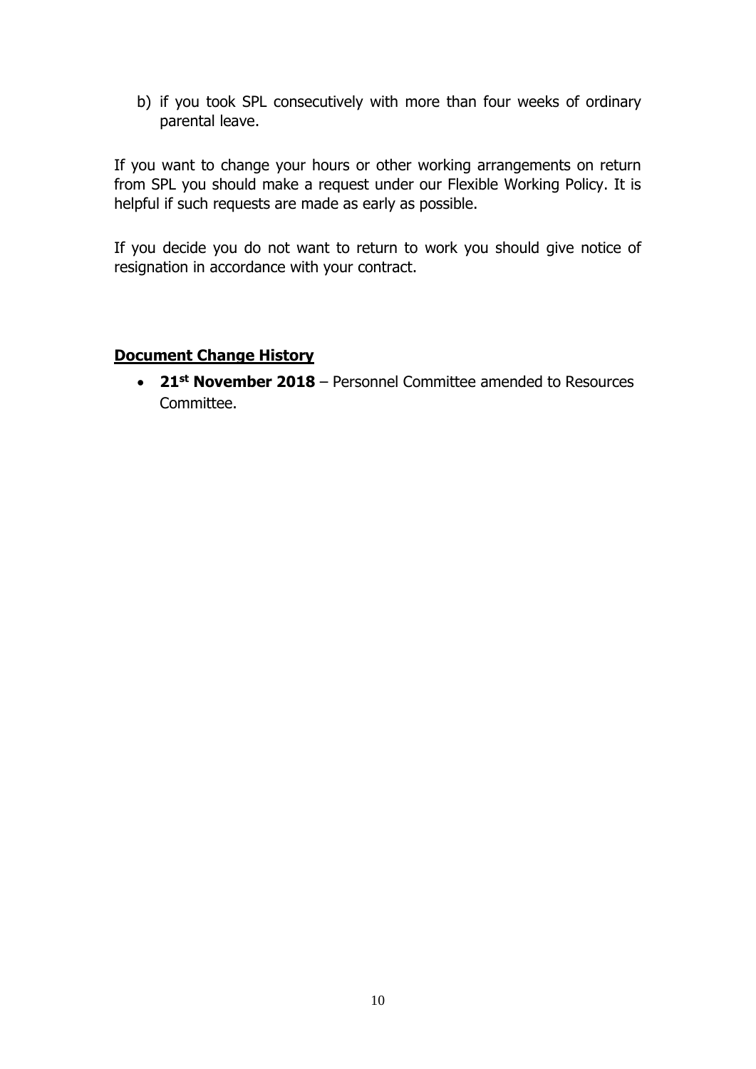b) if you took SPL consecutively with more than four weeks of ordinary parental leave.

If you want to change your hours or other working arrangements on return from SPL you should make a request under our Flexible Working Policy. It is helpful if such requests are made as early as possible.

If you decide you do not want to return to work you should give notice of resignation in accordance with your contract.

## Document Change History

- **21st November 2018** – Personnel Committee amended to Resources Committee.